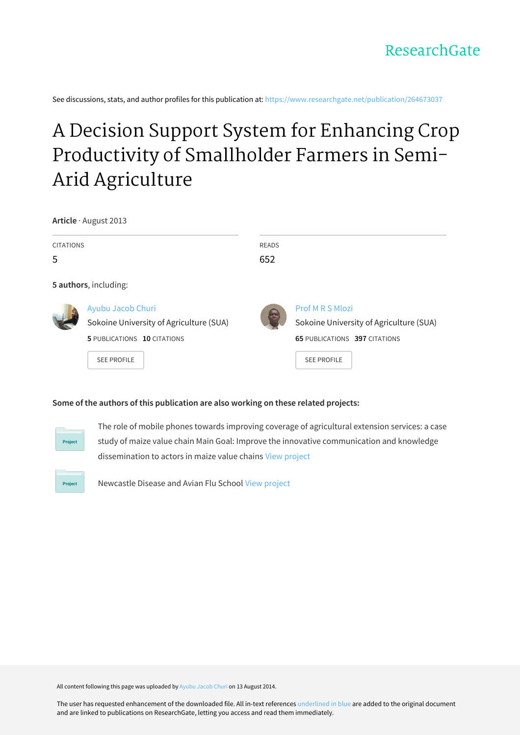ResearchGate

See discussions, stats, and author profiles for this publication at: https://www.researchgate.net/publication/264673037

# A Decision Support System for Enhancing Crop Productivity of Smallholder Farmers in Semi-Arid Agriculture

**Article** · August 2013

CITATIONS
5

READS
652

**5 authors**, including:

Ayubu Jacob Churi
Sokoine University of Agriculture (SUA)
**5** PUBLICATIONS **10** CITATIONS

SEE PROFILE

Prof M R S Mlozi
Sokoine University of Agriculture (SUA)
**65** PUBLICATIONS **397** CITATIONS

SEE PROFILE

**Some of the authors of this publication are also working on these related projects:**

Project: The role of mobile phones towards improving coverage of agricultural extension services: a case study of maize value chain Main Goal: Improve the innovative communication and knowledge dissemination to actors in maize value chains View project

Project: Newcastle Disease and Avian Flu School View project

All content following this page was uploaded by Ayubu Jacob Churi on 13 August 2014.

The user has requested enhancement of the downloaded file. All in-text references underlined in blue are added to the original document and are linked to publications on ResearchGate, letting you access and read them immediately.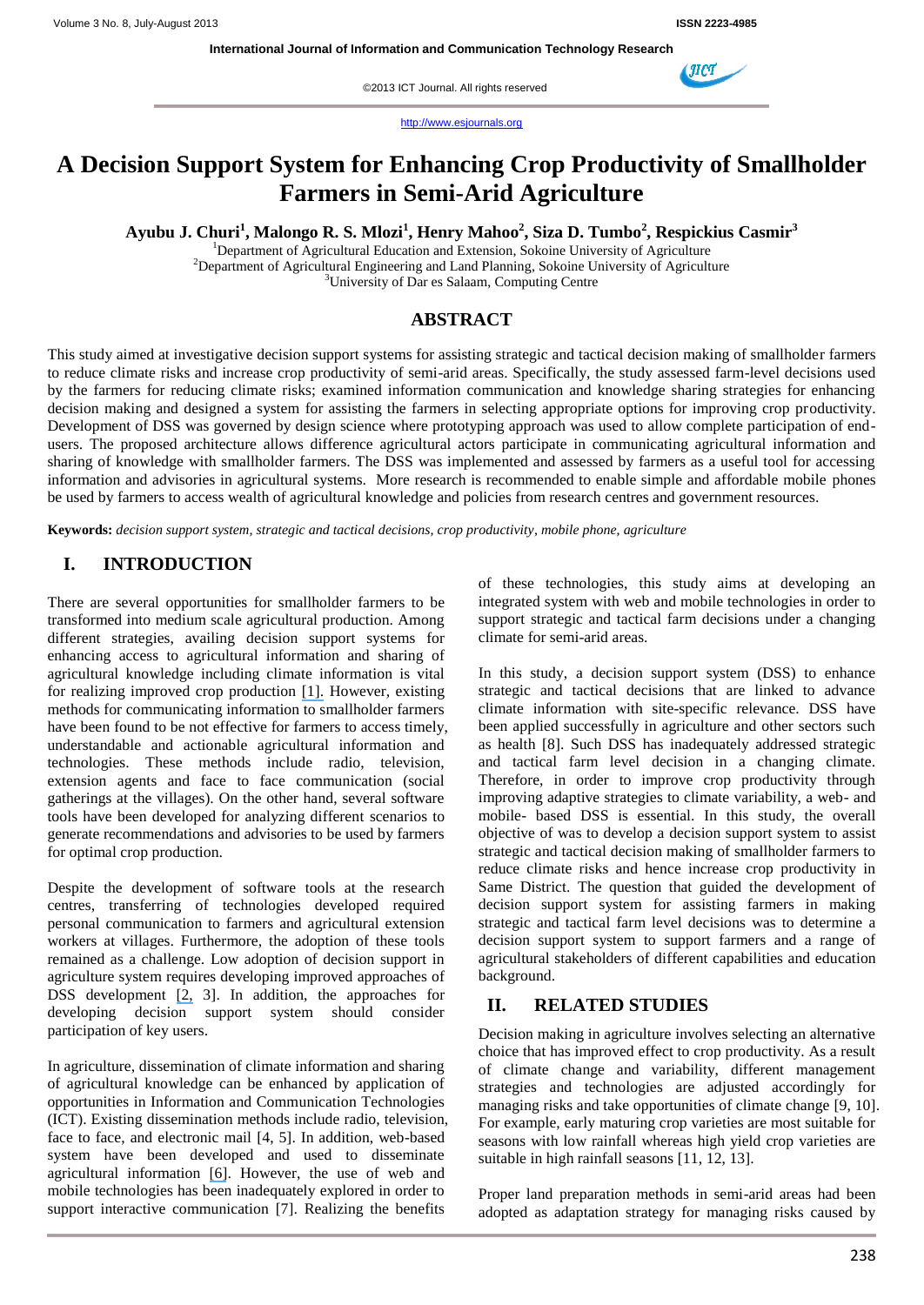# A Decision Support System for Enhancing Crop Productivity of Smallholder Farmers in Semi-Arid Agriculture

**Ayubu J. Churi[1], Malongo R. S. Mlozi[1], Henry Mahoo[2], Siza D. Tumbo[2], Respickius Casmir[3]**

[1]Department of Agricultural Education and Extension, Sokoine University of Agriculture
[2]Department of Agricultural Engineering and Land Planning, Sokoine University of Agriculture
[3]University of Dar es Salaam, Computing Centre

## ABSTRACT

This study aimed at investigative decision support systems for assisting strategic and tactical decision making of smallholder farmers to reduce climate risks and increase crop productivity of semi-arid areas. Specifically, the study assessed farm-level decisions used by the farmers for reducing climate risks; examined information communication and knowledge sharing strategies for enhancing decision making and designed a system for assisting the farmers in selecting appropriate options for improving crop productivity. Development of DSS was governed by design science where prototyping approach was used to allow complete participation of end-users. The proposed architecture allows difference agricultural actors participate in communicating agricultural information and sharing of knowledge with smallholder farmers. The DSS was implemented and assessed by farmers as a useful tool for accessing information and advisories in agricultural systems. More research is recommended to enable simple and affordable mobile phones be used by farmers to access wealth of agricultural knowledge and policies from research centres and government resources.

**Keywords:** *decision support system, strategic and tactical decisions, crop productivity, mobile phone, agriculture*

## I. INTRODUCTION

There are several opportunities for smallholder farmers to be transformed into medium scale agricultural production. Among different strategies, availing decision support systems for enhancing access to agricultural information and sharing of agricultural knowledge including climate information is vital for realizing improved crop production [1]. However, existing methods for communicating information to smallholder farmers have been found to be not effective for farmers to access timely, understandable and actionable agricultural information and technologies. These methods include radio, television, extension agents and face to face communication (social gatherings at the villages). On the other hand, several software tools have been developed for analyzing different scenarios to generate recommendations and advisories to be used by farmers for optimal crop production.

Despite the development of software tools at the research centres, transferring of technologies developed required personal communication to farmers and agricultural extension workers at villages. Furthermore, the adoption of these tools remained as a challenge. Low adoption of decision support in agriculture system requires developing improved approaches of DSS development [2, 3]. In addition, the approaches for developing decision support system should consider participation of key users.

In agriculture, dissemination of climate information and sharing of agricultural knowledge can be enhanced by application of opportunities in Information and Communication Technologies (ICT). Existing dissemination methods include radio, television, face to face, and electronic mail [4, 5]. In addition, web-based system have been developed and used to disseminate agricultural information [6]. However, the use of web and mobile technologies has been inadequately explored in order to support interactive communication [7]. Realizing the benefits of these technologies, this study aims at developing an integrated system with web and mobile technologies in order to support strategic and tactical farm decisions under a changing climate for semi-arid areas.

In this study, a decision support system (DSS) to enhance strategic and tactical decisions that are linked to advance climate information with site-specific relevance. DSS have been applied successfully in agriculture and other sectors such as health [8]. Such DSS has inadequately addressed strategic and tactical farm level decision in a changing climate. Therefore, in order to improve crop productivity through improving adaptive strategies to climate variability, a web- and mobile- based DSS is essential. In this study, the overall objective of was to develop a decision support system to assist strategic and tactical decision making of smallholder farmers to reduce climate risks and hence increase crop productivity in Same District. The question that guided the development of decision support system for assisting farmers in making strategic and tactical farm level decisions was to determine a decision support system to support farmers and a range of agricultural stakeholders of different capabilities and education background.

## II. RELATED STUDIES

Decision making in agriculture involves selecting an alternative choice that has improved effect to crop productivity. As a result of climate change and variability, different management strategies and technologies are adjusted accordingly for managing risks and take opportunities of climate change [9, 10]. For example, early maturing crop varieties are most suitable for seasons with low rainfall whereas high yield crop varieties are suitable in high rainfall seasons [11, 12, 13].

Proper land preparation methods in semi-arid areas had been adopted as adaptation strategy for managing risks caused by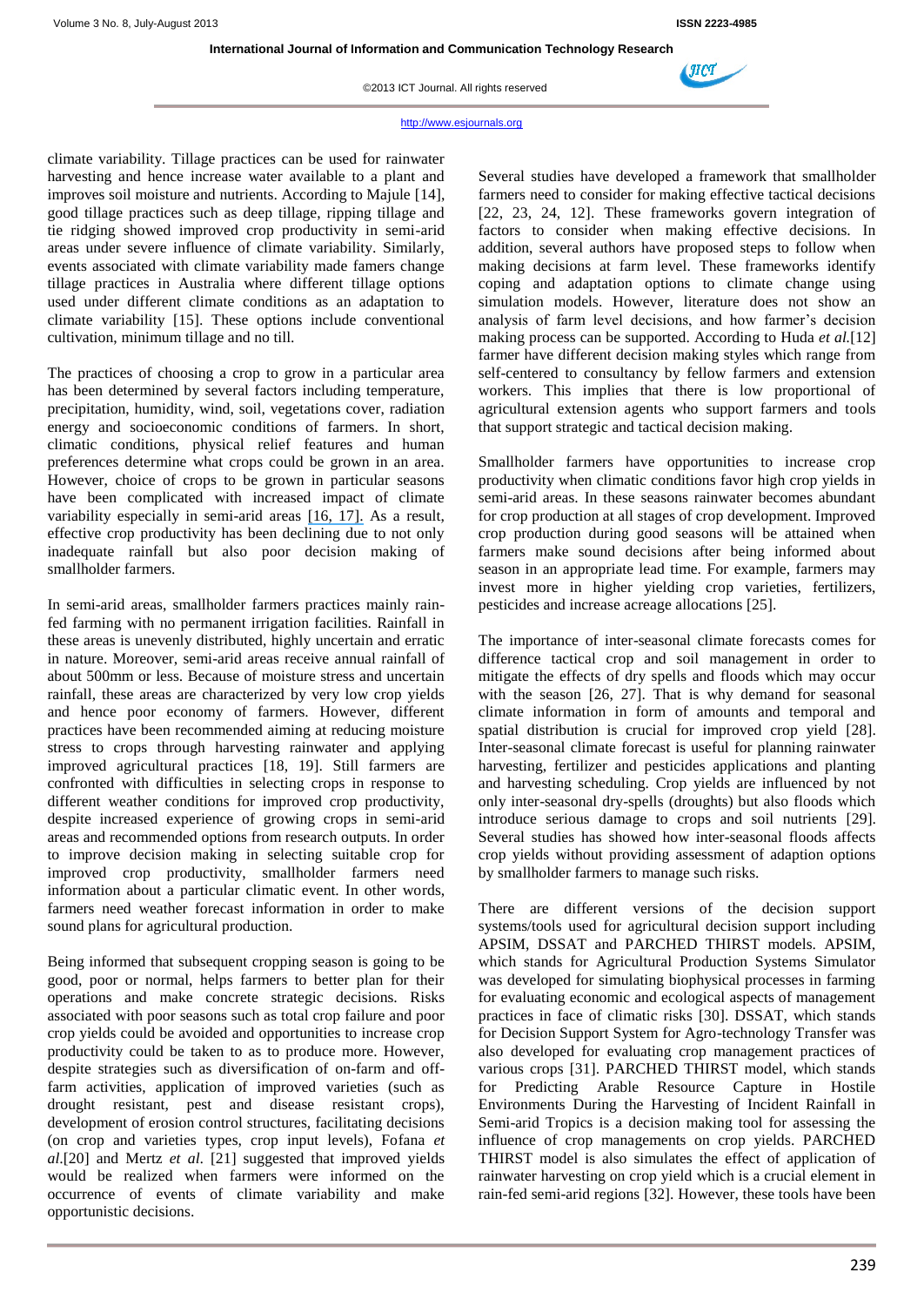climate variability. Tillage practices can be used for rainwater harvesting and hence increase water available to a plant and improves soil moisture and nutrients. According to Majule [14], good tillage practices such as deep tillage, ripping tillage and tie ridging showed improved crop productivity in semi-arid areas under severe influence of climate variability. Similarly, events associated with climate variability made famers change tillage practices in Australia where different tillage options used under different climate conditions as an adaptation to climate variability [15]. These options include conventional cultivation, minimum tillage and no till.

The practices of choosing a crop to grow in a particular area has been determined by several factors including temperature, precipitation, humidity, wind, soil, vegetations cover, radiation energy and socioeconomic conditions of farmers. In short, climatic conditions, physical relief features and human preferences determine what crops could be grown in an area. However, choice of crops to be grown in particular seasons have been complicated with increased impact of climate variability especially in semi-arid areas [16, 17]. As a result, effective crop productivity has been declining due to not only inadequate rainfall but also poor decision making of smallholder farmers.

In semi-arid areas, smallholder farmers practices mainly rain-fed farming with no permanent irrigation facilities. Rainfall in these areas is unevenly distributed, highly uncertain and erratic in nature. Moreover, semi-arid areas receive annual rainfall of about 500mm or less. Because of moisture stress and uncertain rainfall, these areas are characterized by very low crop yields and hence poor economy of farmers. However, different practices have been recommended aiming at reducing moisture stress to crops through harvesting rainwater and applying improved agricultural practices [18, 19]. Still farmers are confronted with difficulties in selecting crops in response to different weather conditions for improved crop productivity, despite increased experience of growing crops in semi-arid areas and recommended options from research outputs. In order to improve decision making in selecting suitable crop for improved crop productivity, smallholder farmers need information about a particular climatic event. In other words, farmers need weather forecast information in order to make sound plans for agricultural production.

Being informed that subsequent cropping season is going to be good, poor or normal, helps farmers to better plan for their operations and make concrete strategic decisions. Risks associated with poor seasons such as total crop failure and poor crop yields could be avoided and opportunities to increase crop productivity could be taken to as to produce more. However, despite strategies such as diversification of on-farm and off-farm activities, application of improved varieties (such as drought resistant, pest and disease resistant crops), development of erosion control structures, facilitating decisions (on crop and varieties types, crop input levels), Fofana *et al.*[20] and Mertz *et al.* [21] suggested that improved yields would be realized when farmers were informed on the occurrence of events of climate variability and make opportunistic decisions.

Several studies have developed a framework that smallholder farmers need to consider for making effective tactical decisions [22, 23, 24, 12]. These frameworks govern integration of factors to consider when making effective decisions. In addition, several authors have proposed steps to follow when making decisions at farm level. These frameworks identify coping and adaptation options to climate change using simulation models. However, literature does not show an analysis of farm level decisions, and how farmer's decision making process can be supported. According to Huda *et al.*[12] farmer have different decision making styles which range from self-centered to consultancy by fellow farmers and extension workers. This implies that there is low proportional of agricultural extension agents who support farmers and tools that support strategic and tactical decision making.

Smallholder farmers have opportunities to increase crop productivity when climatic conditions favor high crop yields in semi-arid areas. In these seasons rainwater becomes abundant for crop production at all stages of crop development. Improved crop production during good seasons will be attained when farmers make sound decisions after being informed about season in an appropriate lead time. For example, farmers may invest more in higher yielding crop varieties, fertilizers, pesticides and increase acreage allocations [25].

The importance of inter-seasonal climate forecasts comes for difference tactical crop and soil management in order to mitigate the effects of dry spells and floods which may occur with the season [26, 27]. That is why demand for seasonal climate information in form of amounts and temporal and spatial distribution is crucial for improved crop yield [28]. Inter-seasonal climate forecast is useful for planning rainwater harvesting, fertilizer and pesticides applications and planting and harvesting scheduling. Crop yields are influenced by not only inter-seasonal dry-spells (droughts) but also floods which introduce serious damage to crops and soil nutrients [29]. Several studies has showed how inter-seasonal floods affects crop yields without providing assessment of adaption options by smallholder farmers to manage such risks.

There are different versions of the decision support systems/tools used for agricultural decision support including APSIM, DSSAT and PARCHED THIRST models. APSIM, which stands for Agricultural Production Systems Simulator was developed for simulating biophysical processes in farming for evaluating economic and ecological aspects of management practices in face of climatic risks [30]. DSSAT, which stands for Decision Support System for Agro-technology Transfer was also developed for evaluating crop management practices of various crops [31]. PARCHED THIRST model, which stands for Predicting Arable Resource Capture in Hostile Environments During the Harvesting of Incident Rainfall in Semi-arid Tropics is a decision making tool for assessing the influence of crop managements on crop yields. PARCHED THIRST model is also simulates the effect of application of rainwater harvesting on crop yield which is a crucial element in rain-fed semi-arid regions [32]. However, these tools have been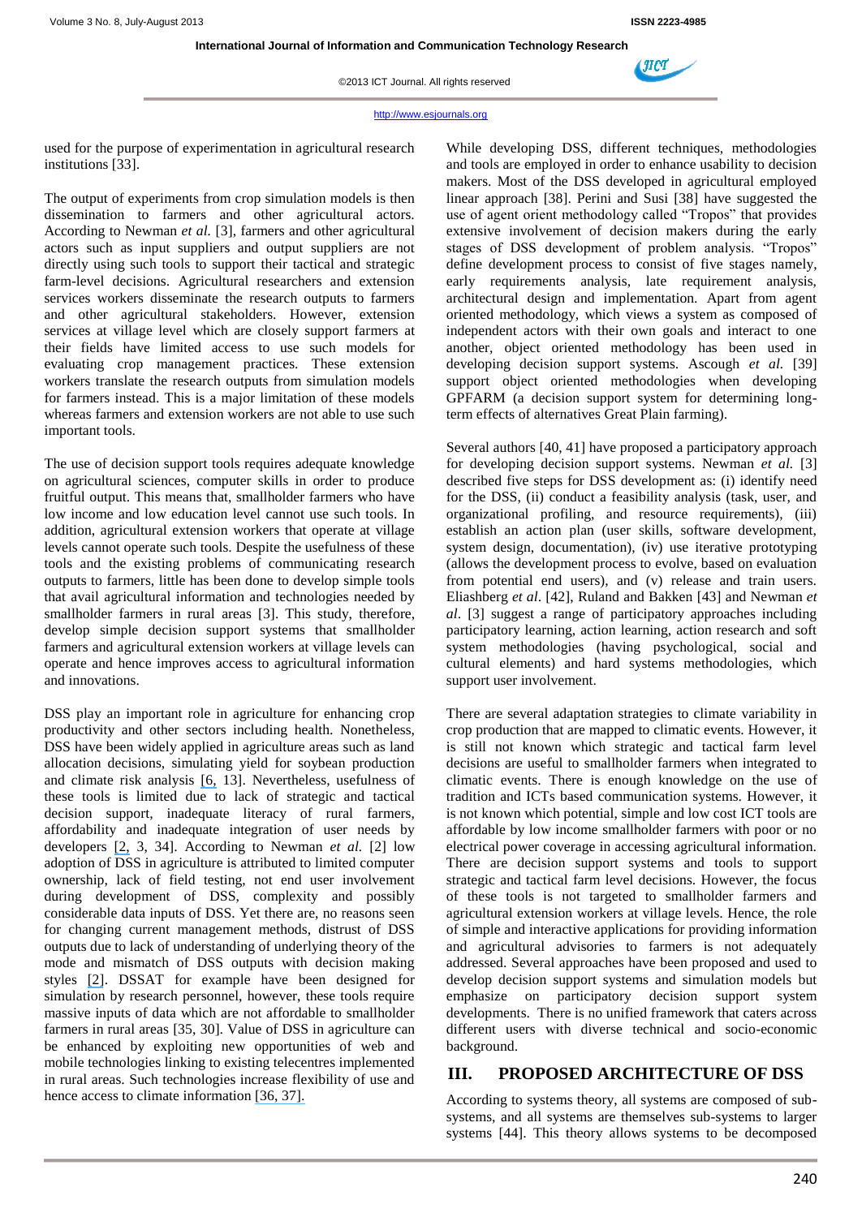used for the purpose of experimentation in agricultural research institutions [33].

The output of experiments from crop simulation models is then dissemination to farmers and other agricultural actors. According to Newman *et al.* [3], farmers and other agricultural actors such as input suppliers and output suppliers are not directly using such tools to support their tactical and strategic farm-level decisions. Agricultural researchers and extension services workers disseminate the research outputs to farmers and other agricultural stakeholders. However, extension services at village level which are closely support farmers at their fields have limited access to use such models for evaluating crop management practices. These extension workers translate the research outputs from simulation models for farmers instead. This is a major limitation of these models whereas farmers and extension workers are not able to use such important tools.

The use of decision support tools requires adequate knowledge on agricultural sciences, computer skills in order to produce fruitful output. This means that, smallholder farmers who have low income and low education level cannot use such tools. In addition, agricultural extension workers that operate at village levels cannot operate such tools. Despite the usefulness of these tools and the existing problems of communicating research outputs to farmers, little has been done to develop simple tools that avail agricultural information and technologies needed by smallholder farmers in rural areas [3]. This study, therefore, develop simple decision support systems that smallholder farmers and agricultural extension workers at village levels can operate and hence improves access to agricultural information and innovations.

DSS play an important role in agriculture for enhancing crop productivity and other sectors including health. Nonetheless, DSS have been widely applied in agriculture areas such as land allocation decisions, simulating yield for soybean production and climate risk analysis [6, 13]. Nevertheless, usefulness of these tools is limited due to lack of strategic and tactical decision support, inadequate literacy of rural farmers, affordability and inadequate integration of user needs by developers [2, 3, 34]. According to Newman *et al.* [2] low adoption of DSS in agriculture is attributed to limited computer ownership, lack of field testing, not end user involvement during development of DSS, complexity and possibly considerable data inputs of DSS. Yet there are, no reasons seen for changing current management methods, distrust of DSS outputs due to lack of understanding of underlying theory of the mode and mismatch of DSS outputs with decision making styles [2]. DSSAT for example have been designed for simulation by research personnel, however, these tools require massive inputs of data which are not affordable to smallholder farmers in rural areas [35, 30]. Value of DSS in agriculture can be enhanced by exploiting new opportunities of web and mobile technologies linking to existing telecentres implemented in rural areas. Such technologies increase flexibility of use and hence access to climate information [36, 37].

While developing DSS, different techniques, methodologies and tools are employed in order to enhance usability to decision makers. Most of the DSS developed in agricultural employed linear approach [38]. Perini and Susi [38] have suggested the use of agent orient methodology called "Tropos" that provides extensive involvement of decision makers during the early stages of DSS development of problem analysis. "Tropos" define development process to consist of five stages namely, early requirements analysis, late requirement analysis, architectural design and implementation. Apart from agent oriented methodology, which views a system as composed of independent actors with their own goals and interact to one another, object oriented methodology has been used in developing decision support systems. Ascough *et al.* [39] support object oriented methodologies when developing GPFARM (a decision support system for determining long-term effects of alternatives Great Plain farming).

Several authors [40, 41] have proposed a participatory approach for developing decision support systems. Newman *et al.* [3] described five steps for DSS development as: (i) identify need for the DSS, (ii) conduct a feasibility analysis (task, user, and organizational profiling, and resource requirements), (iii) establish an action plan (user skills, software development, system design, documentation), (iv) use iterative prototyping (allows the development process to evolve, based on evaluation from potential end users), and (v) release and train users. Eliashberg *et al.* [42], Ruland and Bakken [43] and Newman *et al.* [3] suggest a range of participatory approaches including participatory learning, action learning, action research and soft system methodologies (having psychological, social and cultural elements) and hard systems methodologies, which support user involvement.

There are several adaptation strategies to climate variability in crop production that are mapped to climatic events. However, it is still not known which strategic and tactical farm level decisions are useful to smallholder farmers when integrated to climatic events. There is enough knowledge on the use of tradition and ICTs based communication systems. However, it is not known which potential, simple and low cost ICT tools are affordable by low income smallholder farmers with poor or no electrical power coverage in accessing agricultural information. There are decision support systems and tools to support strategic and tactical farm level decisions. However, the focus of these tools is not targeted to smallholder farmers and agricultural extension workers at village levels. Hence, the role of simple and interactive applications for providing information and agricultural advisories to farmers is not adequately addressed. Several approaches have been proposed and used to develop decision support systems and simulation models but emphasize on participatory decision support system developments. There is no unified framework that caters across different users with diverse technical and socio-economic background.

## III. PROPOSED ARCHITECTURE OF DSS

According to systems theory, all systems are composed of sub-systems, and all systems are themselves sub-systems to larger systems [44]. This theory allows systems to be decomposed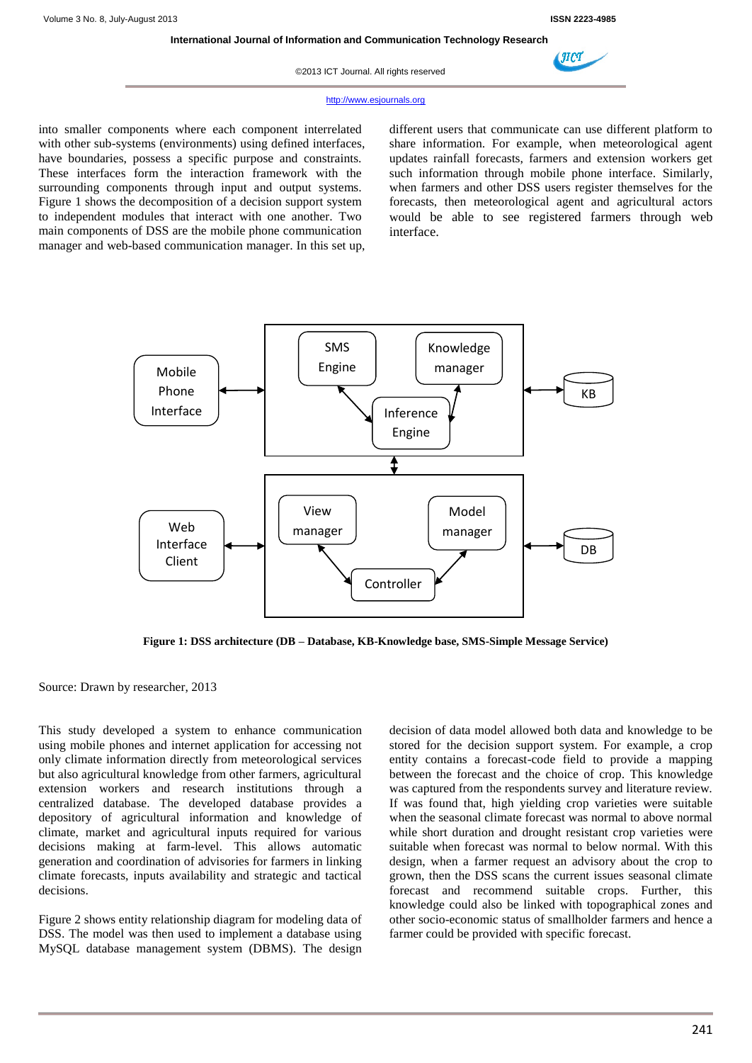into smaller components where each component interrelated with other sub-systems (environments) using defined interfaces, have boundaries, possess a specific purpose and constraints. These interfaces form the interaction framework with the surrounding components through input and output systems. Figure 1 shows the decomposition of a decision support system to independent modules that interact with one another. Two main components of DSS are the mobile phone communication manager and web-based communication manager. In this set up, different users that communicate can use different platform to share information. For example, when meteorological agent updates rainfall forecasts, farmers and extension workers get such information through mobile phone interface. Similarly, when farmers and other DSS users register themselves for the forecasts, then meteorological agent and agricultural actors would be able to see registered farmers through web interface.

**Figure 1: DSS architecture (DB – Database, KB-Knowledge base, SMS-Simple Message Service)**

Source: Drawn by researcher, 2013

This study developed a system to enhance communication using mobile phones and internet application for accessing not only climate information directly from meteorological services but also agricultural knowledge from other farmers, agricultural extension workers and research institutions through a centralized database. The developed database provides a depository of agricultural information and knowledge of climate, market and agricultural inputs required for various decisions making at farm-level. This allows automatic generation and coordination of advisories for farmers in linking climate forecasts, inputs availability and strategic and tactical decisions.

Figure 2 shows entity relationship diagram for modeling data of DSS. The model was then used to implement a database using MySQL database management system (DBMS). The design decision of data model allowed both data and knowledge to be stored for the decision support system. For example, a crop entity contains a forecast-code field to provide a mapping between the forecast and the choice of crop. This knowledge was captured from the respondents survey and literature review. If was found that, high yielding crop varieties were suitable when the seasonal climate forecast was normal to above normal while short duration and drought resistant crop varieties were suitable when forecast was normal to below normal. With this design, when a farmer request an advisory about the crop to grown, then the DSS scans the current issues seasonal climate forecast and recommend suitable crops. Further, this knowledge could also be linked with topographical zones and other socio-economic status of smallholder farmers and hence a farmer could be provided with specific forecast.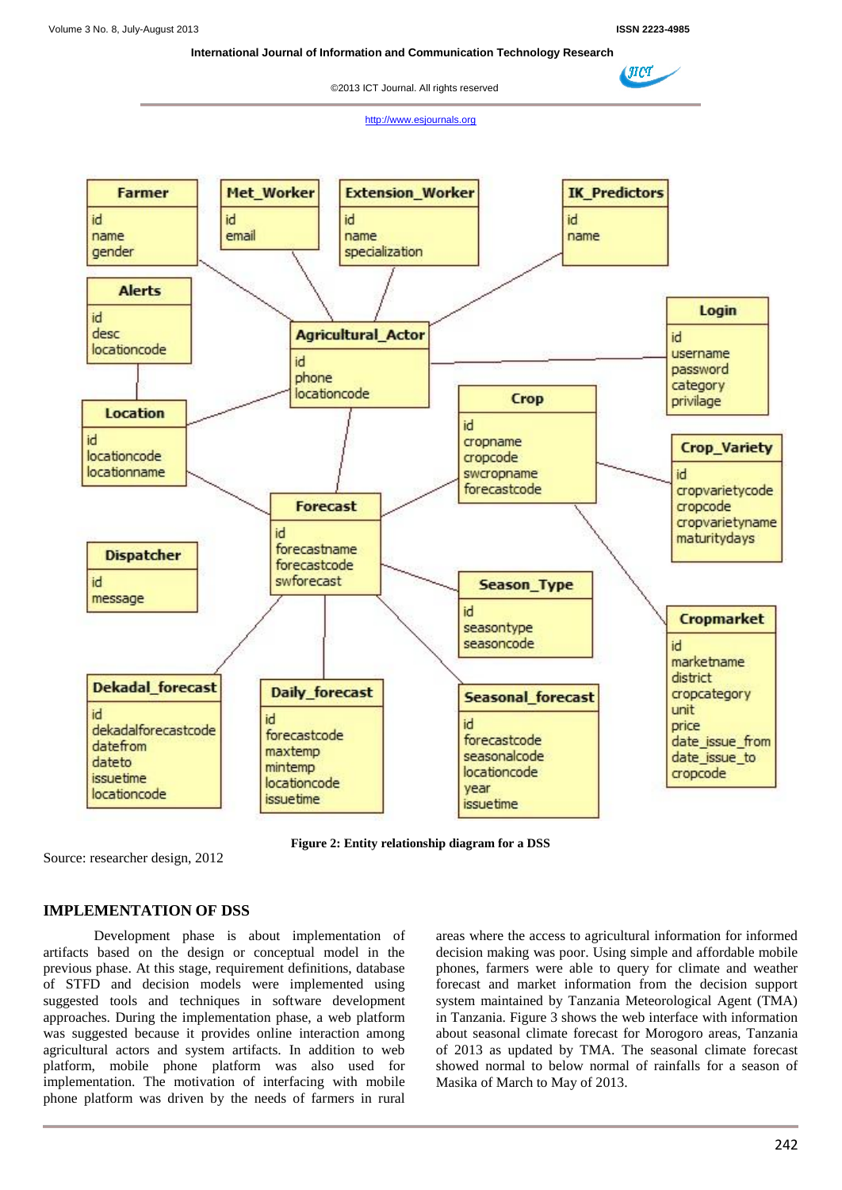Figure 2: Entity relationship diagram for a DSS

Source: researcher design, 2012

## IMPLEMENTATION OF DSS

Development phase is about implementation of artifacts based on the design or conceptual model in the previous phase. At this stage, requirement definitions, database of STFD and decision models were implemented using suggested tools and techniques in software development approaches. During the implementation phase, a web platform was suggested because it provides online interaction among agricultural actors and system artifacts. In addition to web platform, mobile phone platform was also used for implementation. The motivation of interfacing with mobile phone platform was driven by the needs of farmers in rural areas where the access to agricultural information for informed decision making was poor. Using simple and affordable mobile phones, farmers were able to query for climate and weather forecast and market information from the decision support system maintained by Tanzania Meteorological Agent (TMA) in Tanzania. Figure 3 shows the web interface with information about seasonal climate forecast for Morogoro areas, Tanzania of 2013 as updated by TMA. The seasonal climate forecast showed normal to below normal of rainfalls for a season of Masika of March to May of 2013.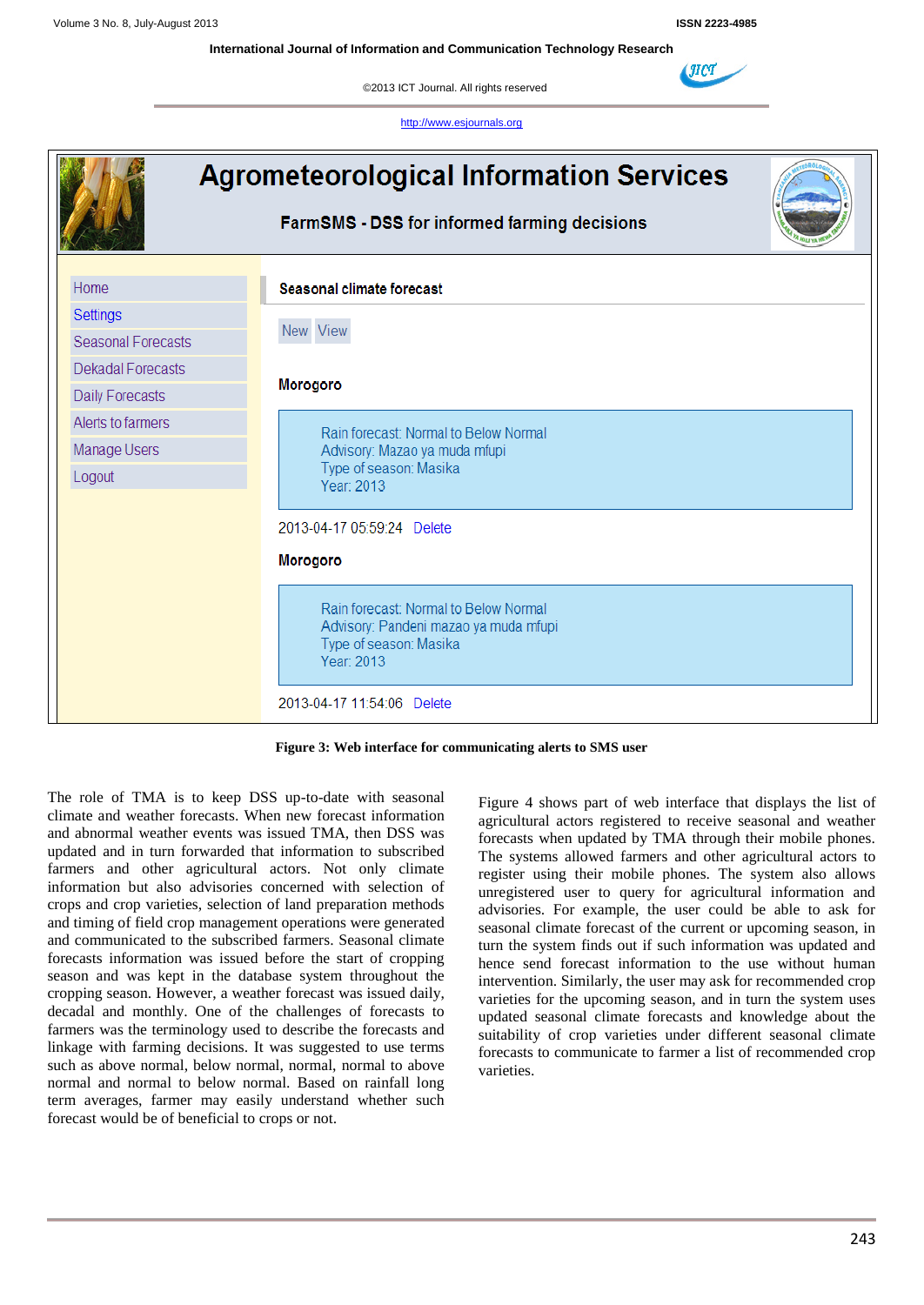**Figure 3: Web interface for communicating alerts to SMS user**

The role of TMA is to keep DSS up-to-date with seasonal climate and weather forecasts. When new forecast information and abnormal weather events was issued TMA, then DSS was updated and in turn forwarded that information to subscribed farmers and other agricultural actors. Not only climate information but also advisories concerned with selection of crops and crop varieties, selection of land preparation methods and timing of field crop management operations were generated and communicated to the subscribed farmers. Seasonal climate forecasts information was issued before the start of cropping season and was kept in the database system throughout the cropping season. However, a weather forecast was issued daily, decadal and monthly. One of the challenges of forecasts to farmers was the terminology used to describe the forecasts and linkage with farming decisions. It was suggested to use terms such as above normal, below normal, normal, normal to above normal and normal to below normal. Based on rainfall long term averages, farmer may easily understand whether such forecast would be of beneficial to crops or not.

Figure 4 shows part of web interface that displays the list of agricultural actors registered to receive seasonal and weather forecasts when updated by TMA through their mobile phones. The systems allowed farmers and other agricultural actors to register using their mobile phones. The system also allows unregistered user to query for agricultural information and advisories. For example, the user could be able to ask for seasonal climate forecast of the current or upcoming season, in turn the system finds out if such information was updated and hence send forecast information to the use without human intervention. Similarly, the user may ask for recommended crop varieties for the upcoming season, and in turn the system uses updated seasonal climate forecasts and knowledge about the suitability of crop varieties under different seasonal climate forecasts to communicate to farmer a list of recommended crop varieties.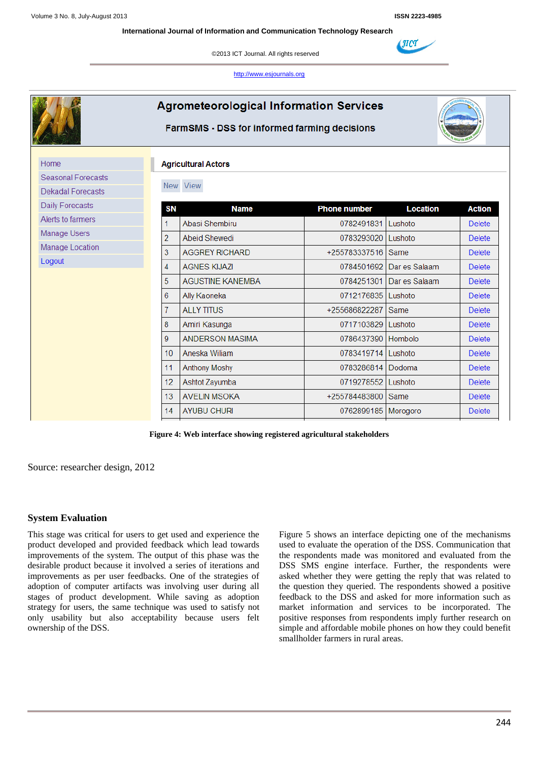Agrometeorological Information Services

FarmSMS - DSS for informed farming decisions

- Home
- Seasonal Forecasts
- Dekadal Forecasts
- Daily Forecasts
- Alerts to farmers
- Manage Users
- Manage Location
- Logout

Agricultural Actors

New View

| SN | Name | Phone number | Location | Action |
|---|---|---|---|---|
| 1 | Abasi Shembiru | 0782491831 | Lushoto | Delete |
| 2 | Abeid Shewedi | 0783293020 | Lushoto | Delete |
| 3 | AGGREY RICHARD | +255783337516 | Same | Delete |
| 4 | AGNES KIJAZI | 0784501692 | Dar es Salaam | Delete |
| 5 | AGUSTINE KANEMBA | 0784251301 | Dar es Salaam | Delete |
| 6 | Ally Kaoneka | 0712176835 | Lushoto | Delete |
| 7 | ALLY TITUS | +255686822287 | Same | Delete |
| 8 | Amiri Kasunga | 0717103829 | Lushoto | Delete |
| 9 | ANDERSON MASIMA | 0786437390 | Hombolo | Delete |
| 10 | Aneska Wiliam | 0783419714 | Lushoto | Delete |
| 11 | Anthony Moshy | 0783286814 | Dodoma | Delete |
| 12 | Ashtot Zayumba | 0719278552 | Lushoto | Delete |
| 13 | AVELIN MSOKA | +255784483800 | Same | Delete |
| 14 | AYUBU CHURI | 0762899185 | Morogoro | Delete |

**Figure 4: Web interface showing registered agricultural stakeholders**

Source: researcher design, 2012

## System Evaluation

This stage was critical for users to get used and experience the product developed and provided feedback which lead towards improvements of the system. The output of this phase was the desirable product because it involved a series of iterations and improvements as per user feedbacks. One of the strategies of adoption of computer artifacts was involving user during all stages of product development. While saving as adoption strategy for users, the same technique was used to satisfy not only usability but also acceptability because users felt ownership of the DSS.

Figure 5 shows an interface depicting one of the mechanisms used to evaluate the operation of the DSS. Communication that the respondents made was monitored and evaluated from the DSS SMS engine interface. Further, the respondents were asked whether they were getting the reply that was related to the question they queried. The respondents showed a positive feedback to the DSS and asked for more information such as market information and services to be incorporated. The positive responses from respondents imply further research on simple and affordable mobile phones on how they could benefit smallholder farmers in rural areas.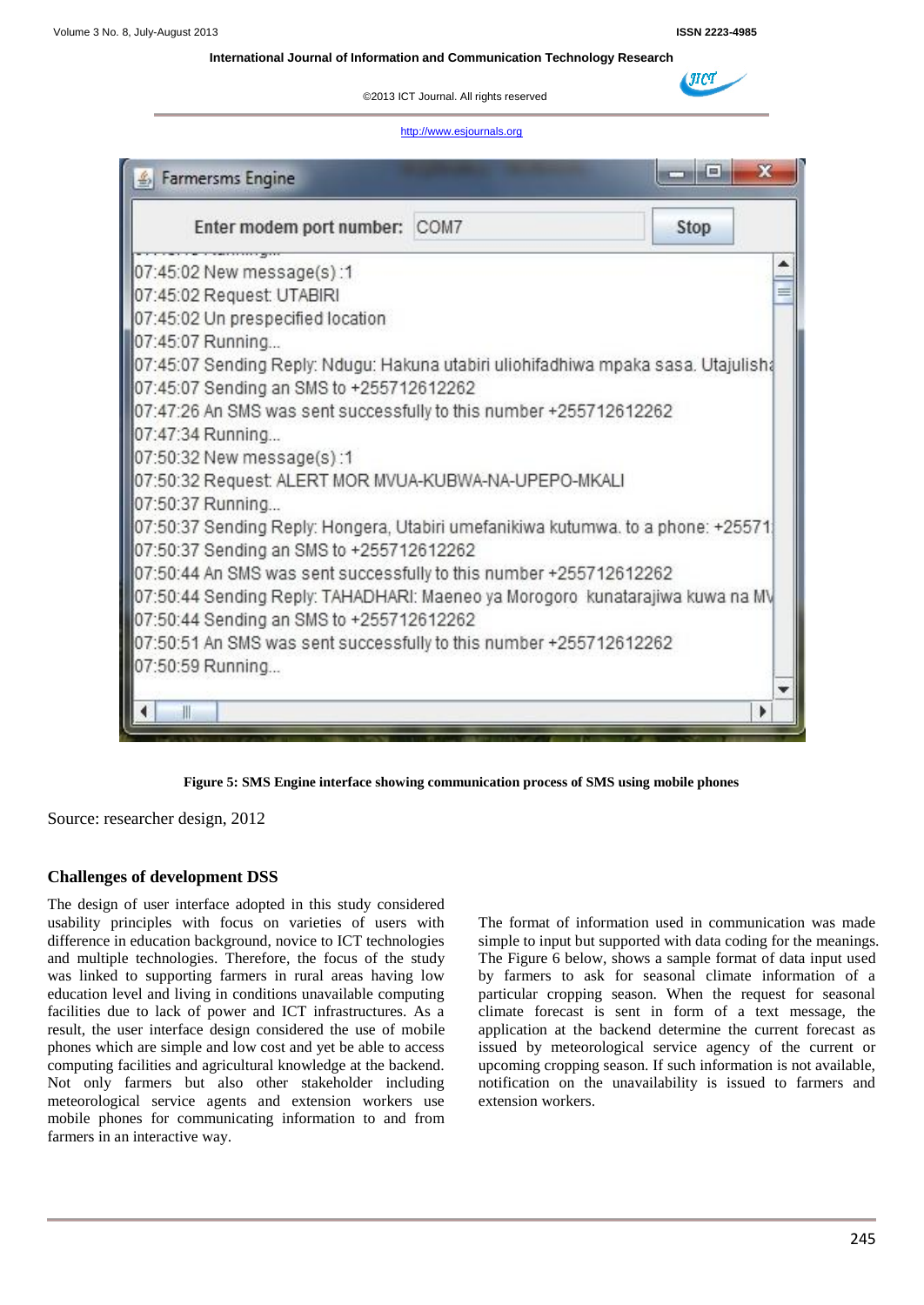Figure 5: SMS Engine interface showing communication process of SMS using mobile phones

Source: researcher design, 2012

## Challenges of development DSS

The design of user interface adopted in this study considered usability principles with focus on varieties of users with difference in education background, novice to ICT technologies and multiple technologies. Therefore, the focus of the study was linked to supporting farmers in rural areas having low education level and living in conditions unavailable computing facilities due to lack of power and ICT infrastructures. As a result, the user interface design considered the use of mobile phones which are simple and low cost and yet be able to access computing facilities and agricultural knowledge at the backend. Not only farmers but also other stakeholder including meteorological service agents and extension workers use mobile phones for communicating information to and from farmers in an interactive way.

The format of information used in communication was made simple to input but supported with data coding for the meanings. The Figure 6 below, shows a sample format of data input used by farmers to ask for seasonal climate information of a particular cropping season. When the request for seasonal climate forecast is sent in form of a text message, the application at the backend determine the current forecast as issued by meteorological service agency of the current or upcoming cropping season. If such information is not available, notification on the unavailability is issued to farmers and extension workers.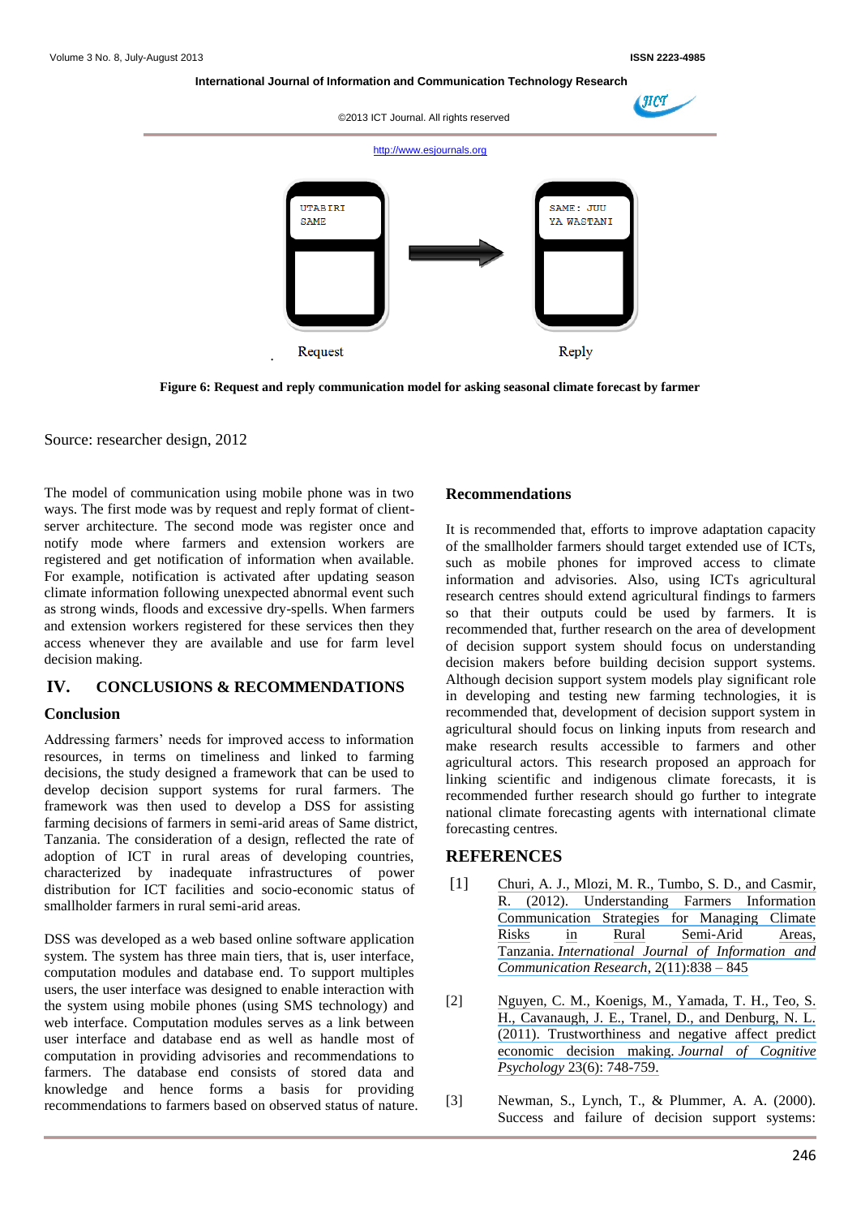UTABIRI SAME

SAME: JUU YA WASTANI

Request

Reply

**Figure 6: Request and reply communication model for asking seasonal climate forecast by farmer**

Source: researcher design, 2012

The model of communication using mobile phone was in two ways. The first mode was by request and reply format of client-server architecture. The second mode was register once and notify mode where farmers and extension workers are registered and get notification of information when available. For example, notification is activated after updating season climate information following unexpected abnormal event such as strong winds, floods and excessive dry-spells. When farmers and extension workers registered for these services then they access whenever they are available and use for farm level decision making.

## IV. CONCLUSIONS & RECOMMENDATIONS

### Conclusion

Addressing farmers' needs for improved access to information resources, in terms on timeliness and linked to farming decisions, the study designed a framework that can be used to develop decision support systems for rural farmers. The framework was then used to develop a DSS for assisting farming decisions of farmers in semi-arid areas of Same district, Tanzania. The consideration of a design, reflected the rate of adoption of ICT in rural areas of developing countries, characterized by inadequate infrastructures of power distribution for ICT facilities and socio-economic status of smallholder farmers in rural semi-arid areas.

DSS was developed as a web based online software application system. The system has three main tiers, that is, user interface, computation modules and database end. To support multiples users, the user interface was designed to enable interaction with the system using mobile phones (using SMS technology) and web interface. Computation modules serves as a link between user interface and database end as well as handle most of computation in providing advisories and recommendations to farmers. The database end consists of stored data and knowledge and hence forms a basis for providing recommendations to farmers based on observed status of nature.

### Recommendations

It is recommended that, efforts to improve adaptation capacity of the smallholder farmers should target extended use of ICTs, such as mobile phones for improved access to climate information and advisories. Also, using ICTs agricultural research centres should extend agricultural findings to farmers so that their outputs could be used by farmers. It is recommended that, further research on the area of development of decision support system should focus on understanding decision makers before building decision support systems. Although decision support system models play significant role in developing and testing new farming technologies, it is recommended that, development of decision support system in agricultural should focus on linking inputs from research and make research results accessible to farmers and other agricultural actors. This research proposed an approach for linking scientific and indigenous climate forecasts, it is recommended further research should go further to integrate national climate forecasting agents with international climate forecasting centres.

## REFERENCES

[1] Churi, A. J., Mlozi, M. R., Tumbo, S. D., and Casmir, R. (2012). Understanding Farmers Information Communication Strategies for Managing Climate Risks in Rural Semi-Arid Areas, Tanzania. *International Journal of Information and Communication Research*, 2(11):838 – 845

[2] Nguyen, C. M., Koenigs, M., Yamada, T. H., Teo, S. H., Cavanaugh, J. E., Tranel, D., and Denburg, N. L. (2011). Trustworthiness and negative affect predict economic decision making. *Journal of Cognitive Psychology* 23(6): 748-759.

[3] Newman, S., Lynch, T., & Plummer, A. A. (2000). Success and failure of decision support systems: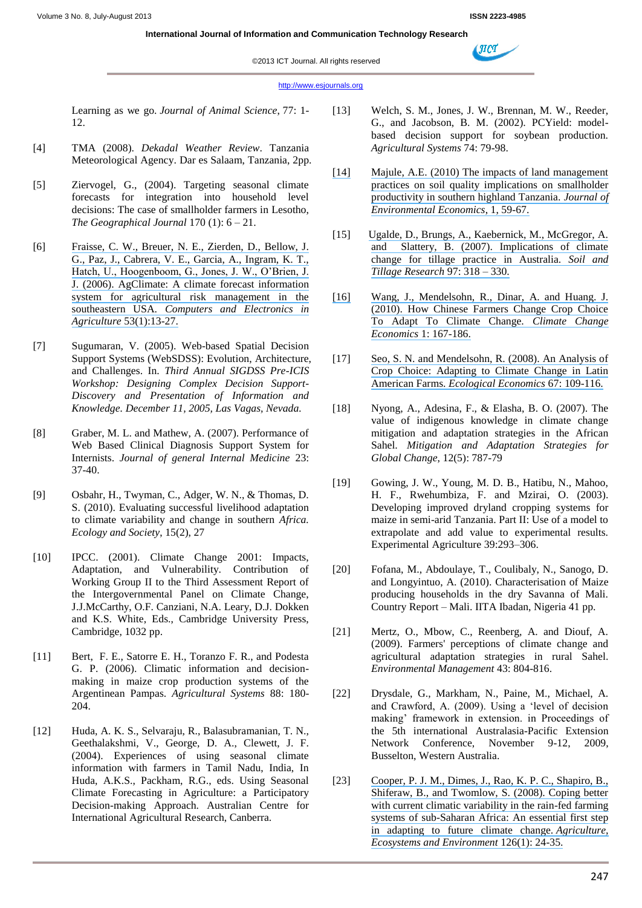Learning as we go. *Journal of Animal Science*, 77: 1-12.

[4] TMA (2008). *Dekadal Weather Review*. Tanzania Meteorological Agency. Dar es Salaam, Tanzania, 2pp.

[5] Ziervogel, G., (2004). Targeting seasonal climate forecasts for integration into household level decisions: The case of smallholder farmers in Lesotho, *The Geographical Journal* 170 (1): 6 – 21.

[6] Fraisse, C. W., Breuer, N. E., Zierden, D., Bellow, J. G., Paz, J., Cabrera, V. E., Garcia, A., Ingram, K. T., Hatch, U., Hoogenboom, G., Jones, J. W., O'Brien, J. J. (2006). AgClimate: A climate forecast information system for agricultural risk management in the southeastern USA. *Computers and Electronics in Agriculture* 53(1):13-27.

[7] Sugumaran, V. (2005). Web-based Spatial Decision Support Systems (WebSDSS): Evolution, Architecture, and Challenges. In. *Third Annual SIGDSS Pre-ICIS Workshop: Designing Complex Decision Support-Discovery and Presentation of Information and Knowledge. December 11, 2005, Las Vagas, Nevada.*

[8] Graber, M. L. and Mathew, A. (2007). Performance of Web Based Clinical Diagnosis Support System for Internists. *Journal of general Internal Medicine* 23: 37-40.

[9] Osbahr, H., Twyman, C., Adger, W. N., & Thomas, D. S. (2010). Evaluating successful livelihood adaptation to climate variability and change in southern *Africa. Ecology and Society*, 15(2), 27

[10] IPCC. (2001). Climate Change 2001: Impacts, Adaptation, and Vulnerability. Contribution of Working Group II to the Third Assessment Report of the Intergovernmental Panel on Climate Change, J.J.McCarthy, O.F. Canziani, N.A. Leary, D.J. Dokken and K.S. White, Eds., Cambridge University Press, Cambridge, 1032 pp.

[11] Bert, F. E., Satorre E. H., Toranzo F. R., and Podesta G. P. (2006). Climatic information and decision-making in maize crop production systems of the Argentinean Pampas. *Agricultural Systems* 88: 180-204.

[12] Huda, A. K. S., Selvaraju, R., Balasubramanian, T. N., Geethalakshmi, V., George, D. A., Clewett, J. F. (2004). Experiences of using seasonal climate information with farmers in Tamil Nadu, India, In Huda, A.K.S., Packham, R.G., eds. Using Seasonal Climate Forecasting in Agriculture: a Participatory Decision-making Approach. Australian Centre for International Agricultural Research, Canberra.

[13] Welch, S. M., Jones, J. W., Brennan, M. W., Reeder, G., and Jacobson, B. M. (2002). PCYield: model-based decision support for soybean production. *Agricultural Systems* 74: 79-98.

[14] Majule, A.E. (2010) The impacts of land management practices on soil quality implications on smallholder productivity in southern highland Tanzania. *Journal of Environmental Economics*, 1, 59-67.

[15] Ugalde, D., Brungs, A., Kaebernick, M., McGregor, A. and Slattery, B. (2007). Implications of climate change for tillage practice in Australia. *Soil and Tillage Research* 97: 318 – 330.

[16] Wang, J., Mendelsohn, R., Dinar, A. and Huang. J. (2010). How Chinese Farmers Change Crop Choice To Adapt To Climate Change. *Climate Change Economics* 1: 167-186.

[17] Seo, S. N. and Mendelsohn, R. (2008). An Analysis of Crop Choice: Adapting to Climate Change in Latin American Farms. *Ecological Economics* 67: 109-116.

[18] Nyong, A., Adesina, F., & Elasha, B. O. (2007). The value of indigenous knowledge in climate change mitigation and adaptation strategies in the African Sahel. *Mitigation and Adaptation Strategies for Global Change*, 12(5): 787-79

[19] Gowing, J. W., Young, M. D. B., Hatibu, N., Mahoo, H. F., Rwehumbiza, F. and Mzirai, O. (2003). Developing improved dryland cropping systems for maize in semi-arid Tanzania. Part II: Use of a model to extrapolate and add value to experimental results. Experimental Agriculture 39:293–306.

[20] Fofana, M., Abdoulaye, T., Coulibaly, N., Sanogo, D. and Longyintuo, A. (2010). Characterisation of Maize producing households in the dry Savanna of Mali. Country Report – Mali. IITA Ibadan, Nigeria 41 pp.

[21] Mertz, O., Mbow, C., Reenberg, A. and Diouf, A. (2009). Farmers' perceptions of climate change and agricultural adaptation strategies in rural Sahel. *Environmental Management* 43: 804-816.

[22] Drysdale, G., Markham, N., Paine, M., Michael, A. and Crawford, A. (2009). Using a 'level of decision making' framework in extension. in Proceedings of the 5th international Australasia-Pacific Extension Network Conference, November 9-12, 2009, Busselton, Western Australia.

[23] Cooper, P. J. M., Dimes, J., Rao, K. P. C., Shapiro, B., Shiferaw, B., and Twomlow, S. (2008). Coping better with current climatic variability in the rain-fed farming systems of sub-Saharan Africa: An essential first step in adapting to future climate change. *Agriculture, Ecosystems and Environment* 126(1): 24-35.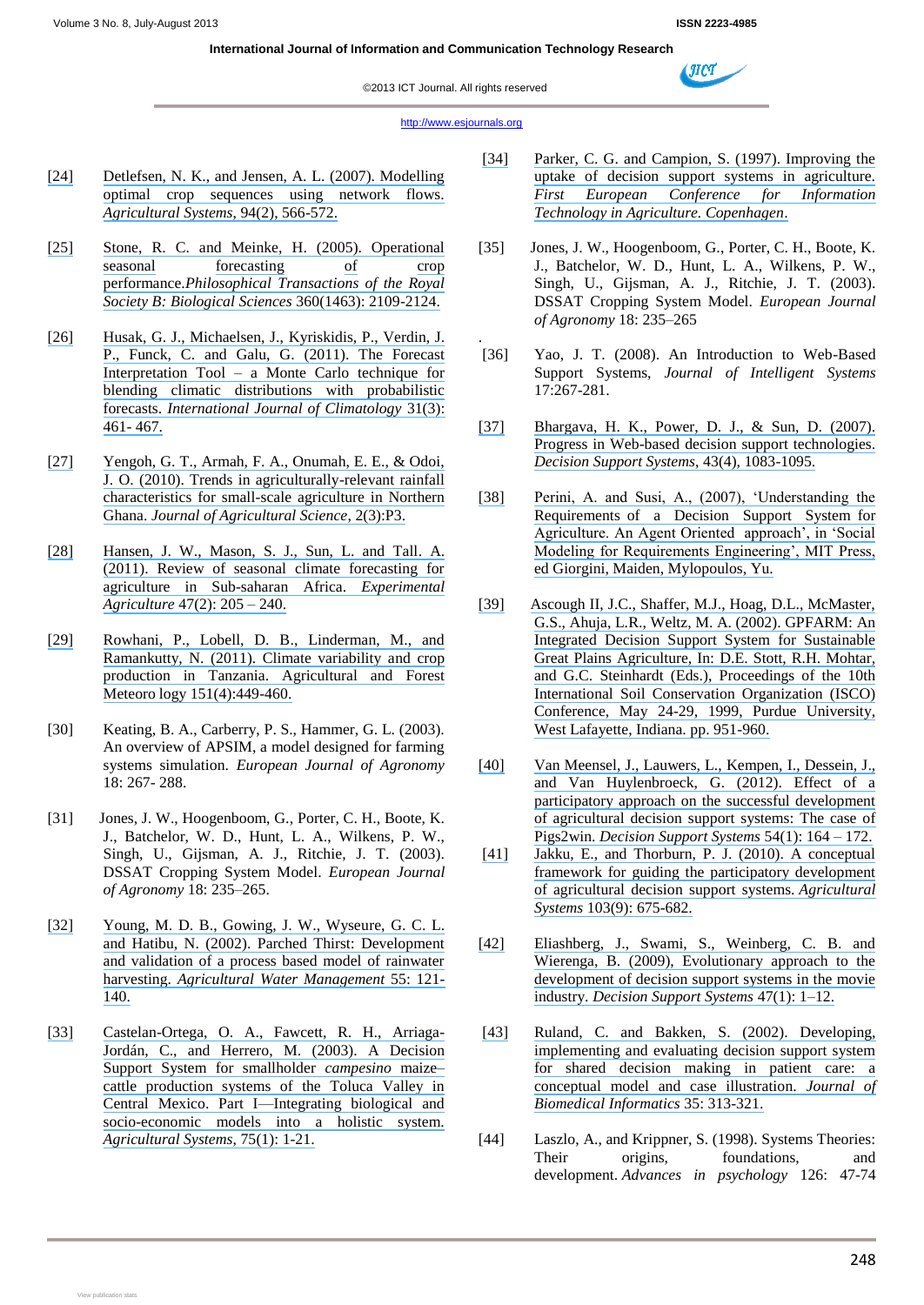[24] Detlefsen, N. K., and Jensen, A. L. (2007). Modelling optimal crop sequences using network flows. *Agricultural Systems*, 94(2), 566-572.

[25] Stone, R. C. and Meinke, H. (2005). Operational seasonal forecasting of crop performance.*Philosophical Transactions of the Royal Society B: Biological Sciences* 360(1463): 2109-2124.

[26] Husak, G. J., Michaelsen, J., Kyriskidis, P., Verdin, J. P., Funck, C. and Galu, G. (2011). The Forecast Interpretation Tool – a Monte Carlo technique for blending climatic distributions with probabilistic forecasts. *International Journal of Climatology* 31(3): 461- 467.

[27] Yengoh, G. T., Armah, F. A., Onumah, E. E., & Odoi, J. O. (2010). Trends in agriculturally-relevant rainfall characteristics for small-scale agriculture in Northern Ghana. *Journal of Agricultural Science*, 2(3):P3.

[28] Hansen, J. W., Mason, S. J., Sun, L. and Tall. A. (2011). Review of seasonal climate forecasting for agriculture in Sub-saharan Africa. *Experimental Agriculture* 47(2): 205 – 240.

[29] Rowhani, P., Lobell, D. B., Linderman, M., and Ramankutty, N. (2011). Climate variability and crop production in Tanzania. Agricultural and Forest Meteoro logy 151(4):449-460.

[30] Keating, B. A., Carberry, P. S., Hammer, G. L. (2003). An overview of APSIM, a model designed for farming systems simulation. *European Journal of Agronomy* 18: 267- 288.

[31] Jones, J. W., Hoogenboom, G., Porter, C. H., Boote, K. J., Batchelor, W. D., Hunt, L. A., Wilkens, P. W., Singh, U., Gijsman, A. J., Ritchie, J. T. (2003). DSSAT Cropping System Model. *European Journal of Agronomy* 18: 235–265.

[32] Young, M. D. B., Gowing, J. W., Wyseure, G. C. L. and Hatibu, N. (2002). Parched Thirst: Development and validation of a process based model of rainwater harvesting. *Agricultural Water Management* 55: 121-140.

[33] Castelan-Ortega, O. A., Fawcett, R. H., Arriaga-Jordán, C., and Herrero, M. (2003). A Decision Support System for smallholder *campesino* maize–cattle production systems of the Toluca Valley in Central Mexico. Part I—Integrating biological and socio-economic models into a holistic system. *Agricultural Systems*, 75(1): 1-21.

[34] Parker, C. G. and Campion, S. (1997). Improving the uptake of decision support systems in agriculture. *First European Conference for Information Technology in Agriculture. Copenhagen*.

[35] Jones, J. W., Hoogenboom, G., Porter, C. H., Boote, K. J., Batchelor, W. D., Hunt, L. A., Wilkens, P. W., Singh, U., Gijsman, A. J., Ritchie, J. T. (2003). DSSAT Cropping System Model. *European Journal of Agronomy* 18: 235–265

[36] Yao, J. T. (2008). An Introduction to Web-Based Support Systems, *Journal of Intelligent Systems* 17:267-281.

[37] Bhargava, H. K., Power, D. J., & Sun, D. (2007). Progress in Web-based decision support technologies. *Decision Support Systems*, 43(4), 1083-1095.

[38] Perini, A. and Susi, A., (2007), 'Understanding the Requirements of a Decision Support System for Agriculture. An Agent Oriented approach', in 'Social Modeling for Requirements Engineering', MIT Press, ed Giorgini, Maiden, Mylopoulos, Yu.

[39] Ascough II, J.C., Shaffer, M.J., Hoag, D.L., McMaster, G.S., Ahuja, L.R., Weltz, M. A. (2002). GPFARM: An Integrated Decision Support System for Sustainable Great Plains Agriculture, In: D.E. Stott, R.H. Mohtar, and G.C. Steinhardt (Eds.), Proceedings of the 10th International Soil Conservation Organization (ISCO) Conference, May 24-29, 1999, Purdue University, West Lafayette, Indiana. pp. 951-960.

[40] Van Meensel, J., Lauwers, L., Kempen, I., Dessein, J., and Van Huylenbroeck, G. (2012). Effect of a participatory approach on the successful development of agricultural decision support systems: The case of Pigs2win. *Decision Support Systems* 54(1): 164 – 172.

[41] Jakku, E., and Thorburn, P. J. (2010). A conceptual framework for guiding the participatory development of agricultural decision support systems. *Agricultural Systems* 103(9): 675-682.

[42] Eliashberg, J., Swami, S., Weinberg, C. B. and Wierenga, B. (2009), Evolutionary approach to the development of decision support systems in the movie industry. *Decision Support Systems* 47(1): 1–12.

[43] Ruland, C. and Bakken, S. (2002). Developing, implementing and evaluating decision support system for shared decision making in patient care: a conceptual model and case illustration. *Journal of Biomedical Informatics* 35: 313-321.

[44] Laszlo, A., and Krippner, S. (1998). Systems Theories: Their origins, foundations, and development. *Advances in psychology* 126: 47-74